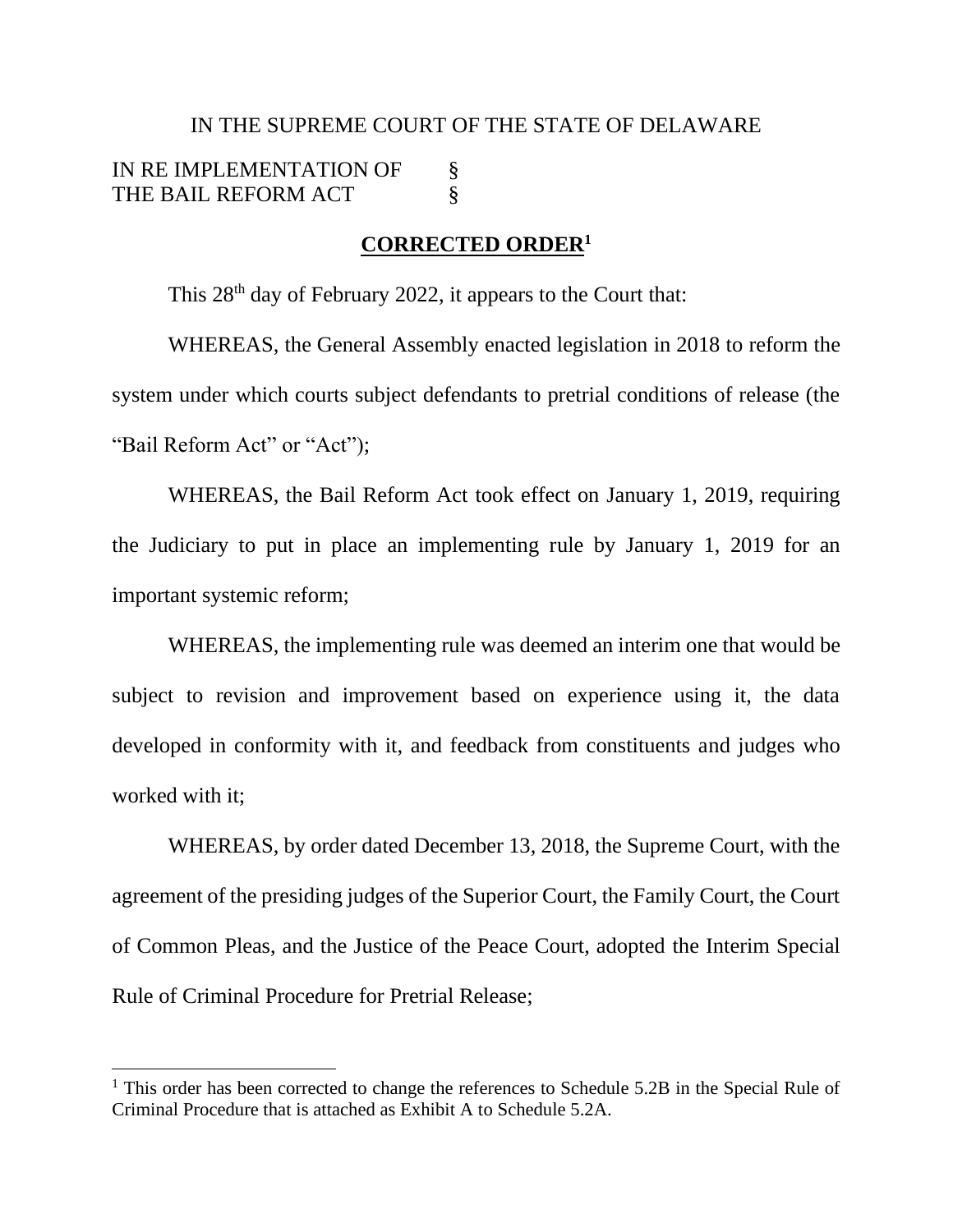IN THE SUPREME COURT OF THE STATE OF DELAWARE

IN RE IMPLEMENTATION OF §
THE BAIL REFORM ACT §

**CORRECTED ORDER**[1]

This 28th day of February 2022, it appears to the Court that:

WHEREAS, the General Assembly enacted legislation in 2018 to reform the system under which courts subject defendants to pretrial conditions of release (the "Bail Reform Act" or "Act");

WHEREAS, the Bail Reform Act took effect on January 1, 2019, requiring the Judiciary to put in place an implementing rule by January 1, 2019 for an important systemic reform;

WHEREAS, the implementing rule was deemed an interim one that would be subject to revision and improvement based on experience using it, the data developed in conformity with it, and feedback from constituents and judges who worked with it;

WHEREAS, by order dated December 13, 2018, the Supreme Court, with the agreement of the presiding judges of the Superior Court, the Family Court, the Court of Common Pleas, and the Justice of the Peace Court, adopted the Interim Special Rule of Criminal Procedure for Pretrial Release;

[1] This order has been corrected to change the references to Schedule 5.2B in the Special Rule of Criminal Procedure that is attached as Exhibit A to Schedule 5.2A.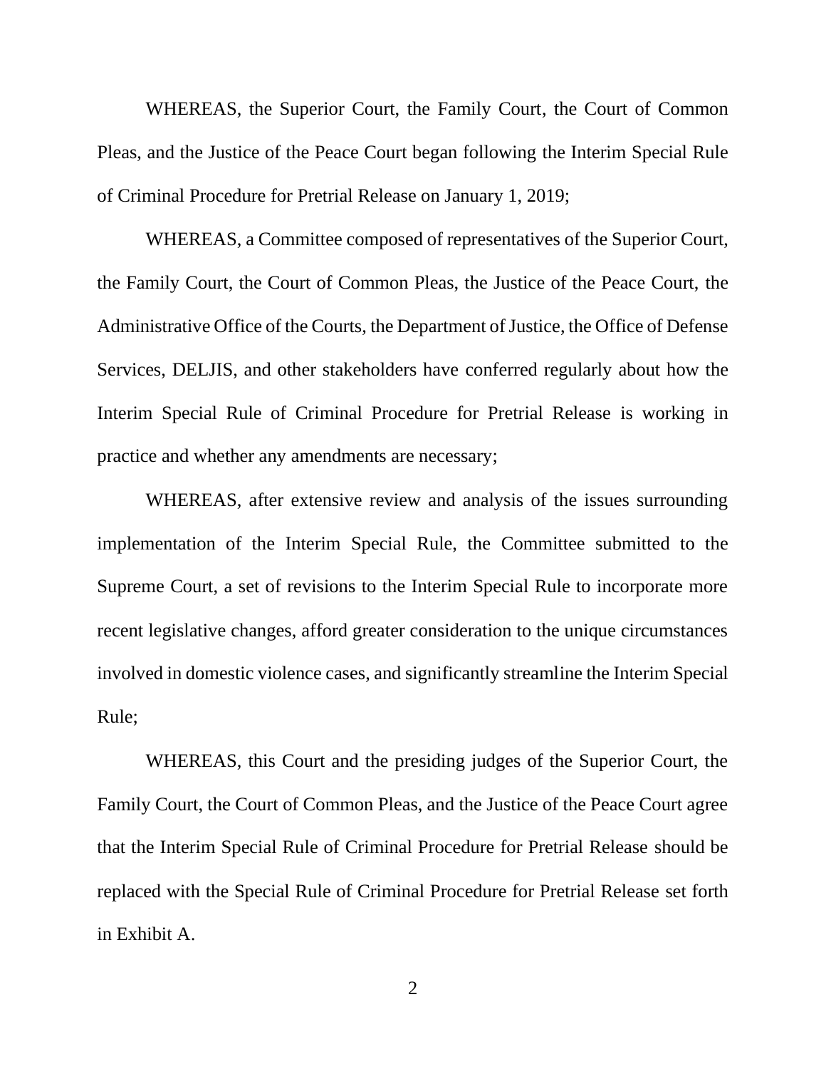WHEREAS, the Superior Court, the Family Court, the Court of Common Pleas, and the Justice of the Peace Court began following the Interim Special Rule of Criminal Procedure for Pretrial Release on January 1, 2019;

WHEREAS, a Committee composed of representatives of the Superior Court, the Family Court, the Court of Common Pleas, the Justice of the Peace Court, the Administrative Office of the Courts, the Department of Justice, the Office of Defense Services, DELJIS, and other stakeholders have conferred regularly about how the Interim Special Rule of Criminal Procedure for Pretrial Release is working in practice and whether any amendments are necessary;

WHEREAS, after extensive review and analysis of the issues surrounding implementation of the Interim Special Rule, the Committee submitted to the Supreme Court, a set of revisions to the Interim Special Rule to incorporate more recent legislative changes, afford greater consideration to the unique circumstances involved in domestic violence cases, and significantly streamline the Interim Special Rule;

WHEREAS, this Court and the presiding judges of the Superior Court, the Family Court, the Court of Common Pleas, and the Justice of the Peace Court agree that the Interim Special Rule of Criminal Procedure for Pretrial Release should be replaced with the Special Rule of Criminal Procedure for Pretrial Release set forth in Exhibit A.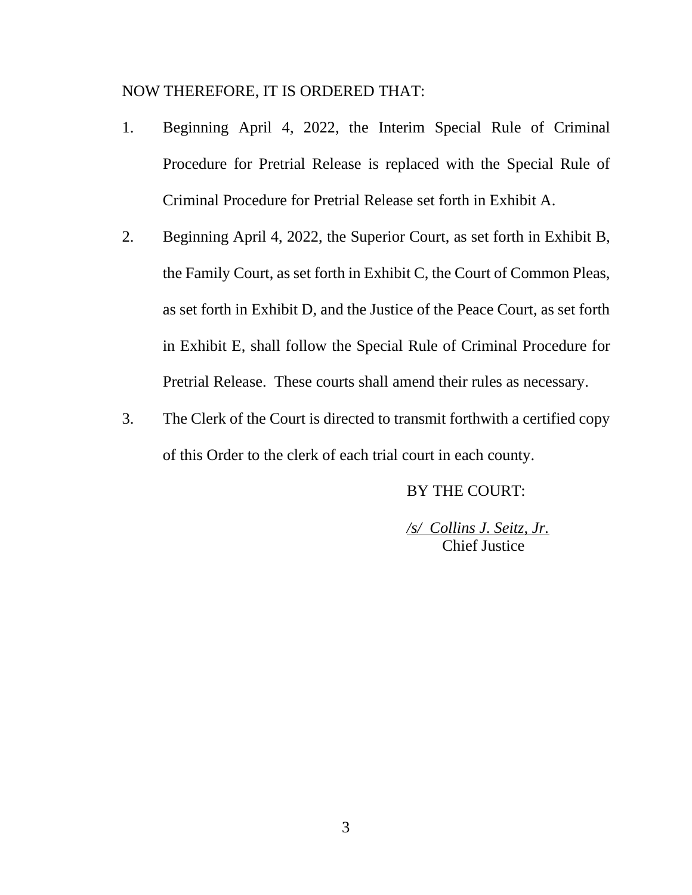NOW THEREFORE, IT IS ORDERED THAT:

1. Beginning April 4, 2022, the Interim Special Rule of Criminal Procedure for Pretrial Release is replaced with the Special Rule of Criminal Procedure for Pretrial Release set forth in Exhibit A.

2. Beginning April 4, 2022, the Superior Court, as set forth in Exhibit B, the Family Court, as set forth in Exhibit C, the Court of Common Pleas, as set forth in Exhibit D, and the Justice of the Peace Court, as set forth in Exhibit E, shall follow the Special Rule of Criminal Procedure for Pretrial Release. These courts shall amend their rules as necessary.

3. The Clerk of the Court is directed to transmit forthwith a certified copy of this Order to the clerk of each trial court in each county.

BY THE COURT:

*<u>/s/ Collins J. Seitz, Jr.</u>*
Chief Justice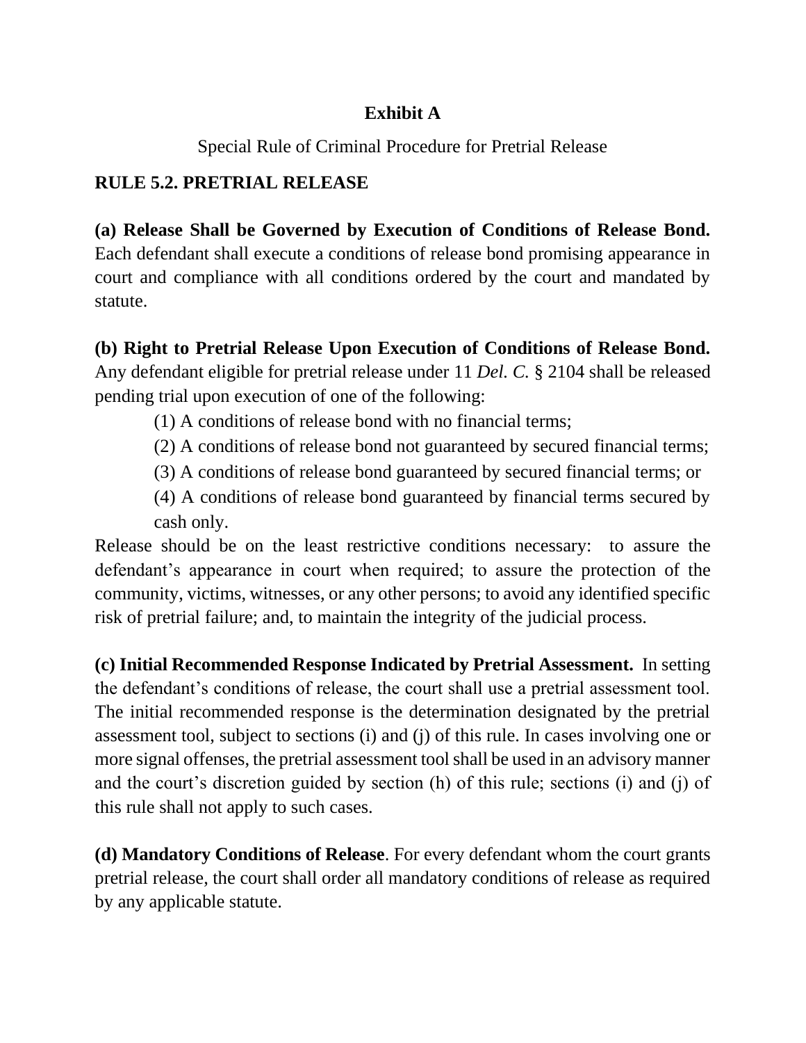**Exhibit A**

Special Rule of Criminal Procedure for Pretrial Release

**RULE 5.2. PRETRIAL RELEASE**

**(a) Release Shall be Governed by Execution of Conditions of Release Bond.** Each defendant shall execute a conditions of release bond promising appearance in court and compliance with all conditions ordered by the court and mandated by statute.

**(b) Right to Pretrial Release Upon Execution of Conditions of Release Bond.** Any defendant eligible for pretrial release under 11 *Del. C.* § 2104 shall be released pending trial upon execution of one of the following:

(1) A conditions of release bond with no financial terms;

(2) A conditions of release bond not guaranteed by secured financial terms;

(3) A conditions of release bond guaranteed by secured financial terms; or

(4) A conditions of release bond guaranteed by financial terms secured by cash only.

Release should be on the least restrictive conditions necessary: to assure the defendant's appearance in court when required; to assure the protection of the community, victims, witnesses, or any other persons; to avoid any identified specific risk of pretrial failure; and, to maintain the integrity of the judicial process.

**(c) Initial Recommended Response Indicated by Pretrial Assessment.** In setting the defendant's conditions of release, the court shall use a pretrial assessment tool. The initial recommended response is the determination designated by the pretrial assessment tool, subject to sections (i) and (j) of this rule. In cases involving one or more signal offenses, the pretrial assessment tool shall be used in an advisory manner and the court's discretion guided by section (h) of this rule; sections (i) and (j) of this rule shall not apply to such cases.

**(d) Mandatory Conditions of Release**. For every defendant whom the court grants pretrial release, the court shall order all mandatory conditions of release as required by any applicable statute.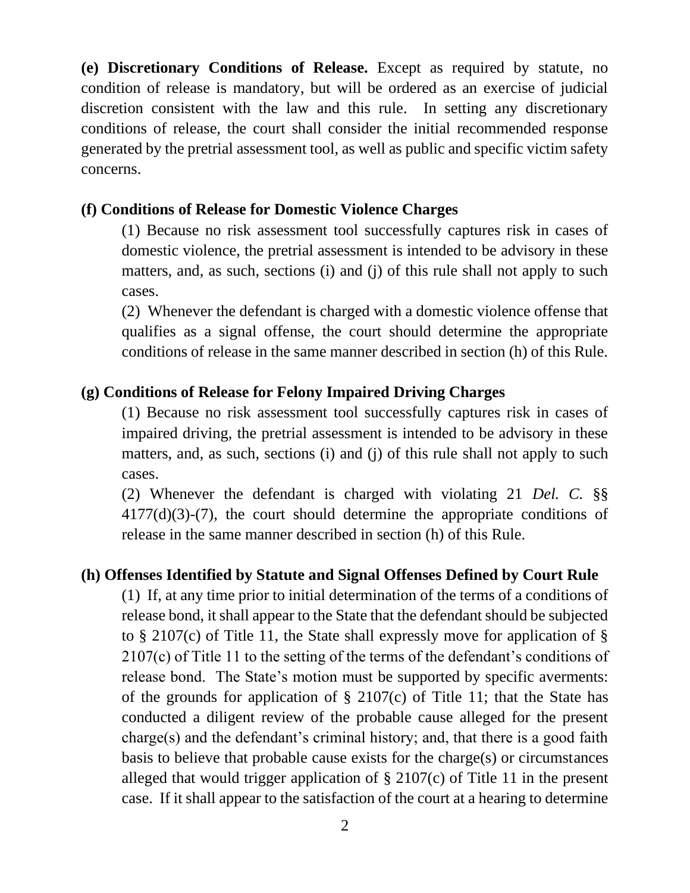**(e) Discretionary Conditions of Release.** Except as required by statute, no condition of release is mandatory, but will be ordered as an exercise of judicial discretion consistent with the law and this rule. In setting any discretionary conditions of release, the court shall consider the initial recommended response generated by the pretrial assessment tool, as well as public and specific victim safety concerns.

**(f) Conditions of Release for Domestic Violence Charges**

(1) Because no risk assessment tool successfully captures risk in cases of domestic violence, the pretrial assessment is intended to be advisory in these matters, and, as such, sections (i) and (j) of this rule shall not apply to such cases.

(2) Whenever the defendant is charged with a domestic violence offense that qualifies as a signal offense, the court should determine the appropriate conditions of release in the same manner described in section (h) of this Rule.

**(g) Conditions of Release for Felony Impaired Driving Charges**

(1) Because no risk assessment tool successfully captures risk in cases of impaired driving, the pretrial assessment is intended to be advisory in these matters, and, as such, sections (i) and (j) of this rule shall not apply to such cases.

(2) Whenever the defendant is charged with violating 21 *Del. C.* §§ 4177(d)(3)-(7), the court should determine the appropriate conditions of release in the same manner described in section (h) of this Rule.

**(h) Offenses Identified by Statute and Signal Offenses Defined by Court Rule**

(1) If, at any time prior to initial determination of the terms of a conditions of release bond, it shall appear to the State that the defendant should be subjected to § 2107(c) of Title 11, the State shall expressly move for application of § 2107(c) of Title 11 to the setting of the terms of the defendant's conditions of release bond. The State's motion must be supported by specific averments: of the grounds for application of § 2107(c) of Title 11; that the State has conducted a diligent review of the probable cause alleged for the present charge(s) and the defendant's criminal history; and, that there is a good faith basis to believe that probable cause exists for the charge(s) or circumstances alleged that would trigger application of § 2107(c) of Title 11 in the present case. If it shall appear to the satisfaction of the court at a hearing to determine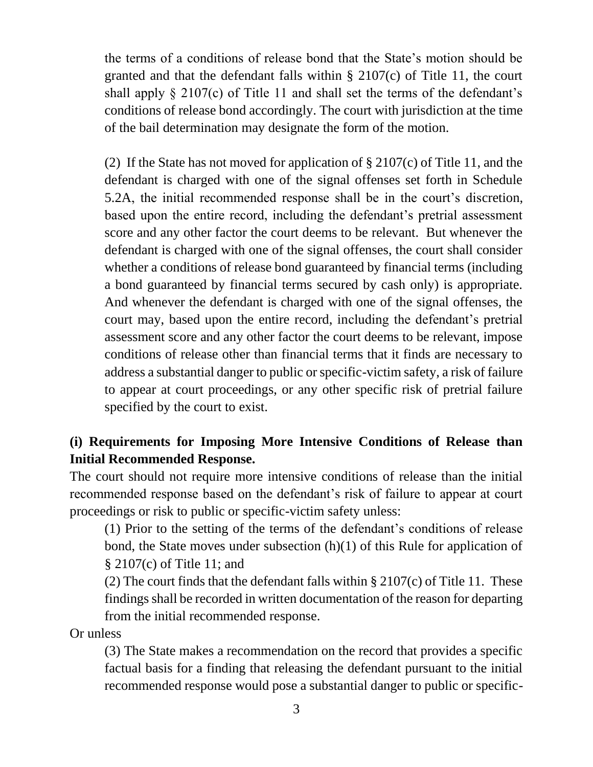the terms of a conditions of release bond that the State's motion should be granted and that the defendant falls within § 2107(c) of Title 11, the court shall apply § 2107(c) of Title 11 and shall set the terms of the defendant's conditions of release bond accordingly. The court with jurisdiction at the time of the bail determination may designate the form of the motion.

(2) If the State has not moved for application of § 2107(c) of Title 11, and the defendant is charged with one of the signal offenses set forth in Schedule 5.2A, the initial recommended response shall be in the court's discretion, based upon the entire record, including the defendant's pretrial assessment score and any other factor the court deems to be relevant. But whenever the defendant is charged with one of the signal offenses, the court shall consider whether a conditions of release bond guaranteed by financial terms (including a bond guaranteed by financial terms secured by cash only) is appropriate. And whenever the defendant is charged with one of the signal offenses, the court may, based upon the entire record, including the defendant's pretrial assessment score and any other factor the court deems to be relevant, impose conditions of release other than financial terms that it finds are necessary to address a substantial danger to public or specific-victim safety, a risk of failure to appear at court proceedings, or any other specific risk of pretrial failure specified by the court to exist.

**(i) Requirements for Imposing More Intensive Conditions of Release than Initial Recommended Response.**

The court should not require more intensive conditions of release than the initial recommended response based on the defendant's risk of failure to appear at court proceedings or risk to public or specific-victim safety unless:

(1) Prior to the setting of the terms of the defendant's conditions of release bond, the State moves under subsection (h)(1) of this Rule for application of § 2107(c) of Title 11; and

(2) The court finds that the defendant falls within § 2107(c) of Title 11. These findings shall be recorded in written documentation of the reason for departing from the initial recommended response.

Or unless

(3) The State makes a recommendation on the record that provides a specific factual basis for a finding that releasing the defendant pursuant to the initial recommended response would pose a substantial danger to public or specific-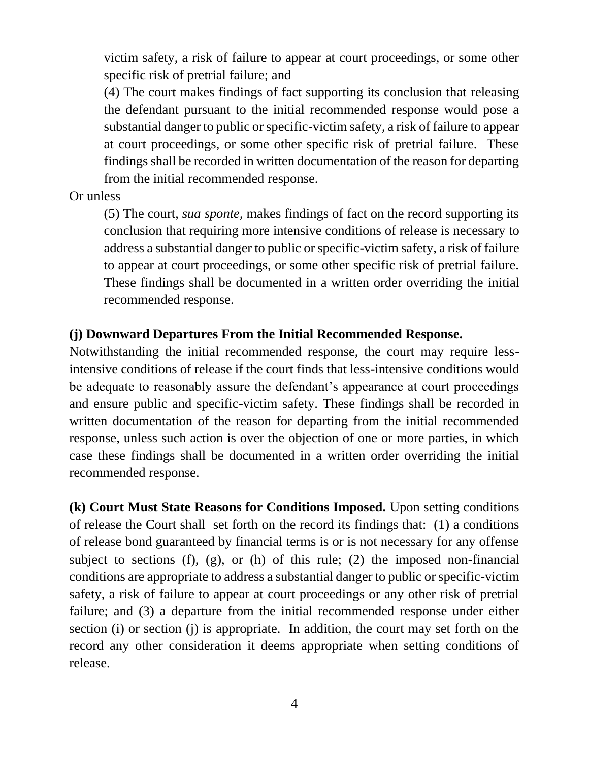victim safety, a risk of failure to appear at court proceedings, or some other specific risk of pretrial failure; and

(4) The court makes findings of fact supporting its conclusion that releasing the defendant pursuant to the initial recommended response would pose a substantial danger to public or specific-victim safety, a risk of failure to appear at court proceedings, or some other specific risk of pretrial failure. These findings shall be recorded in written documentation of the reason for departing from the initial recommended response.

Or unless

(5) The court, *sua sponte*, makes findings of fact on the record supporting its conclusion that requiring more intensive conditions of release is necessary to address a substantial danger to public or specific-victim safety, a risk of failure to appear at court proceedings, or some other specific risk of pretrial failure. These findings shall be documented in a written order overriding the initial recommended response.

**(j) Downward Departures From the Initial Recommended Response.** Notwithstanding the initial recommended response, the court may require less-intensive conditions of release if the court finds that less-intensive conditions would be adequate to reasonably assure the defendant's appearance at court proceedings and ensure public and specific-victim safety. These findings shall be recorded in written documentation of the reason for departing from the initial recommended response, unless such action is over the objection of one or more parties, in which case these findings shall be documented in a written order overriding the initial recommended response.

**(k) Court Must State Reasons for Conditions Imposed.** Upon setting conditions of release the Court shall set forth on the record its findings that: (1) a conditions of release bond guaranteed by financial terms is or is not necessary for any offense subject to sections (f), (g), or (h) of this rule; (2) the imposed non-financial conditions are appropriate to address a substantial danger to public or specific-victim safety, a risk of failure to appear at court proceedings or any other risk of pretrial failure; and (3) a departure from the initial recommended response under either section (i) or section (j) is appropriate. In addition, the court may set forth on the record any other consideration it deems appropriate when setting conditions of release.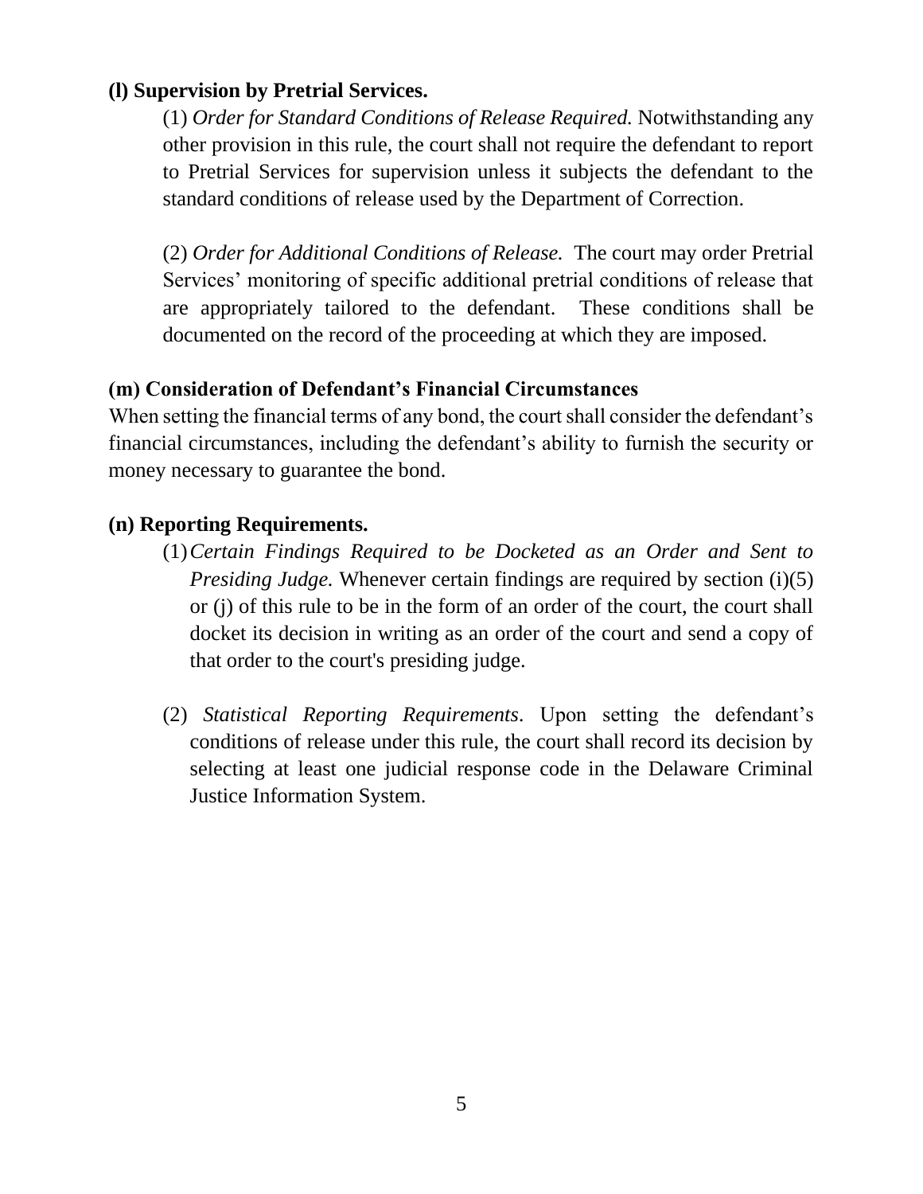**(l) Supervision by Pretrial Services.**

(1) *Order for Standard Conditions of Release Required.* Notwithstanding any other provision in this rule, the court shall not require the defendant to report to Pretrial Services for supervision unless it subjects the defendant to the standard conditions of release used by the Department of Correction.

(2) *Order for Additional Conditions of Release.* The court may order Pretrial Services' monitoring of specific additional pretrial conditions of release that are appropriately tailored to the defendant. These conditions shall be documented on the record of the proceeding at which they are imposed.

**(m) Consideration of Defendant's Financial Circumstances**

When setting the financial terms of any bond, the court shall consider the defendant's financial circumstances, including the defendant's ability to furnish the security or money necessary to guarantee the bond.

**(n) Reporting Requirements.**

(1) *Certain Findings Required to be Docketed as an Order and Sent to Presiding Judge.* Whenever certain findings are required by section (i)(5) or (j) of this rule to be in the form of an order of the court, the court shall docket its decision in writing as an order of the court and send a copy of that order to the court's presiding judge.

(2) *Statistical Reporting Requirements*. Upon setting the defendant's conditions of release under this rule, the court shall record its decision by selecting at least one judicial response code in the Delaware Criminal Justice Information System.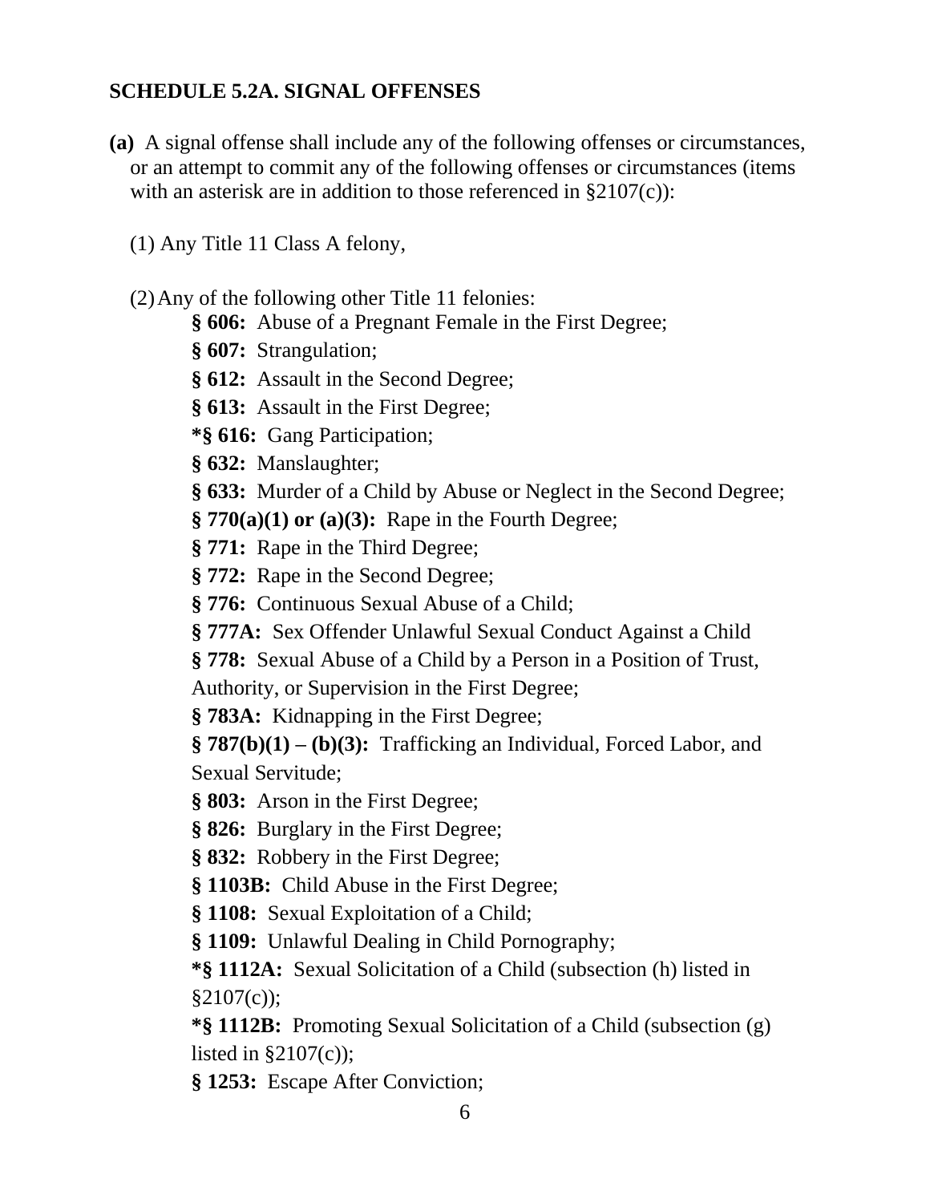## SCHEDULE 5.2A. SIGNAL OFFENSES

**(a)** A signal offense shall include any of the following offenses or circumstances, or an attempt to commit any of the following offenses or circumstances (items with an asterisk are in addition to those referenced in §2107(c)):

(1) Any Title 11 Class A felony,

(2) Any of the following other Title 11 felonies:

- **§ 606:** Abuse of a Pregnant Female in the First Degree;
- **§ 607:** Strangulation;
- **§ 612:** Assault in the Second Degree;
- **§ 613:** Assault in the First Degree;
- ***§ 616:** Gang Participation;
- **§ 632:** Manslaughter;
- **§ 633:** Murder of a Child by Abuse or Neglect in the Second Degree;
- **§ 770(a)(1) or (a)(3):** Rape in the Fourth Degree;
- **§ 771:** Rape in the Third Degree;
- **§ 772:** Rape in the Second Degree;
- **§ 776:** Continuous Sexual Abuse of a Child;
- **§ 777A:** Sex Offender Unlawful Sexual Conduct Against a Child
- **§ 778:** Sexual Abuse of a Child by a Person in a Position of Trust, Authority, or Supervision in the First Degree;
- **§ 783A:** Kidnapping in the First Degree;
- **§ 787(b)(1) – (b)(3):** Trafficking an Individual, Forced Labor, and Sexual Servitude;
- **§ 803:** Arson in the First Degree;
- **§ 826:** Burglary in the First Degree;
- **§ 832:** Robbery in the First Degree;
- **§ 1103B:** Child Abuse in the First Degree;
- **§ 1108:** Sexual Exploitation of a Child;
- **§ 1109:** Unlawful Dealing in Child Pornography;
- ***§ 1112A:** Sexual Solicitation of a Child (subsection (h) listed in §2107(c));
- ***§ 1112B:** Promoting Sexual Solicitation of a Child (subsection (g) listed in §2107(c));
- **§ 1253:** Escape After Conviction;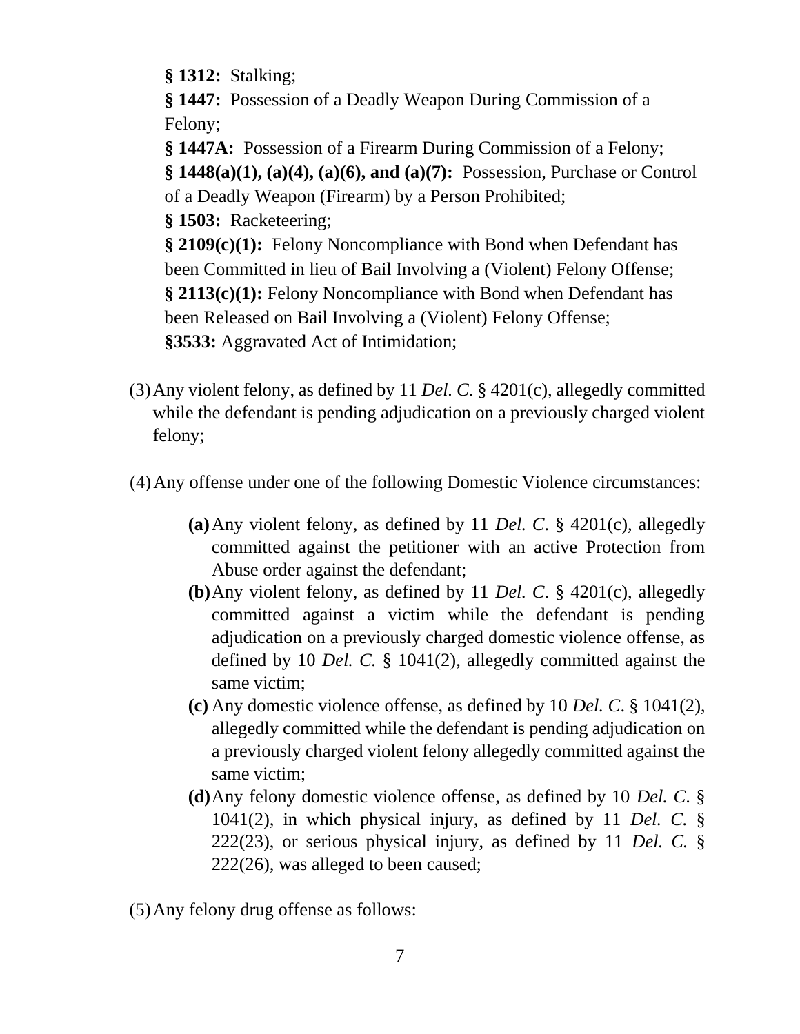**§ 1312:** Stalking;

**§ 1447:** Possession of a Deadly Weapon During Commission of a Felony;

**§ 1447A:** Possession of a Firearm During Commission of a Felony;

**§ 1448(a)(1), (a)(4), (a)(6), and (a)(7):** Possession, Purchase or Control of a Deadly Weapon (Firearm) by a Person Prohibited;

**§ 1503:** Racketeering;

**§ 2109(c)(1):** Felony Noncompliance with Bond when Defendant has been Committed in lieu of Bail Involving a (Violent) Felony Offense;

**§ 2113(c)(1):** Felony Noncompliance with Bond when Defendant has been Released on Bail Involving a (Violent) Felony Offense;

**§3533:** Aggravated Act of Intimidation;

(3) Any violent felony, as defined by 11 *Del. C*. § 4201(c), allegedly committed while the defendant is pending adjudication on a previously charged violent felony;

(4) Any offense under one of the following Domestic Violence circumstances:

- **(a)** Any violent felony, as defined by 11 *Del. C*. § 4201(c), allegedly committed against the petitioner with an active Protection from Abuse order against the defendant;
- **(b)** Any violent felony, as defined by 11 *Del. C*. § 4201(c), allegedly committed against a victim while the defendant is pending adjudication on a previously charged domestic violence offense, as defined by 10 *Del. C.* § 1041(2), allegedly committed against the same victim;
- **(c)** Any domestic violence offense, as defined by 10 *Del. C*. § 1041(2), allegedly committed while the defendant is pending adjudication on a previously charged violent felony allegedly committed against the same victim;
- **(d)** Any felony domestic violence offense, as defined by 10 *Del. C*. § 1041(2), in which physical injury, as defined by 11 *Del. C.* § 222(23), or serious physical injury, as defined by 11 *Del. C.* § 222(26), was alleged to been caused;

(5) Any felony drug offense as follows: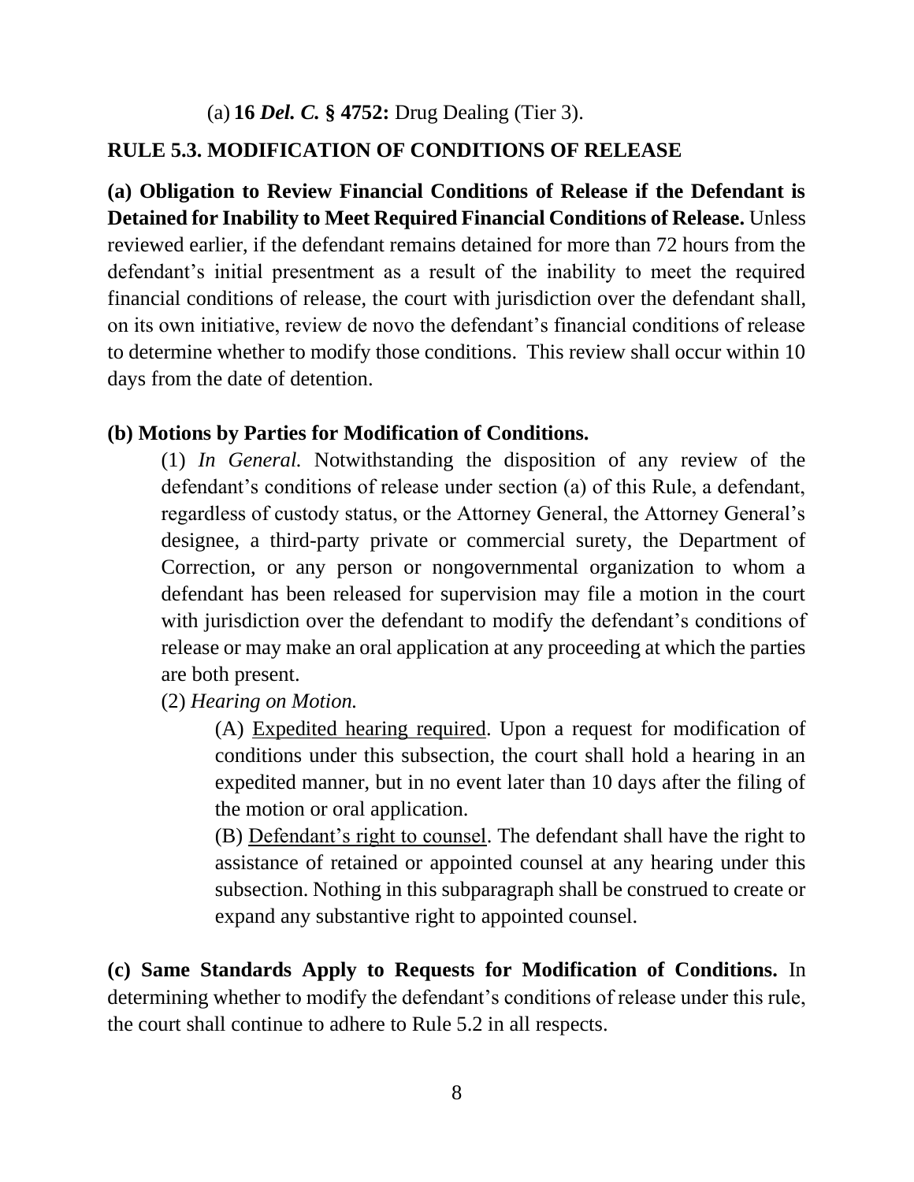(a) **16 *Del. C.* § 4752:** Drug Dealing (Tier 3).

## RULE 5.3. MODIFICATION OF CONDITIONS OF RELEASE

**(a) Obligation to Review Financial Conditions of Release if the Defendant is Detained for Inability to Meet Required Financial Conditions of Release.** Unless reviewed earlier, if the defendant remains detained for more than 72 hours from the defendant's initial presentment as a result of the inability to meet the required financial conditions of release, the court with jurisdiction over the defendant shall, on its own initiative, review de novo the defendant's financial conditions of release to determine whether to modify those conditions. This review shall occur within 10 days from the date of detention.

**(b) Motions by Parties for Modification of Conditions.**

(1) *In General.* Notwithstanding the disposition of any review of the defendant's conditions of release under section (a) of this Rule, a defendant, regardless of custody status, or the Attorney General, the Attorney General's designee, a third-party private or commercial surety, the Department of Correction, or any person or nongovernmental organization to whom a defendant has been released for supervision may file a motion in the court with jurisdiction over the defendant to modify the defendant's conditions of release or may make an oral application at any proceeding at which the parties are both present.

(2) *Hearing on Motion.*

(A) Expedited hearing required. Upon a request for modification of conditions under this subsection, the court shall hold a hearing in an expedited manner, but in no event later than 10 days after the filing of the motion or oral application.

(B) Defendant's right to counsel. The defendant shall have the right to assistance of retained or appointed counsel at any hearing under this subsection. Nothing in this subparagraph shall be construed to create or expand any substantive right to appointed counsel.

**(c) Same Standards Apply to Requests for Modification of Conditions.** In determining whether to modify the defendant's conditions of release under this rule, the court shall continue to adhere to Rule 5.2 in all respects.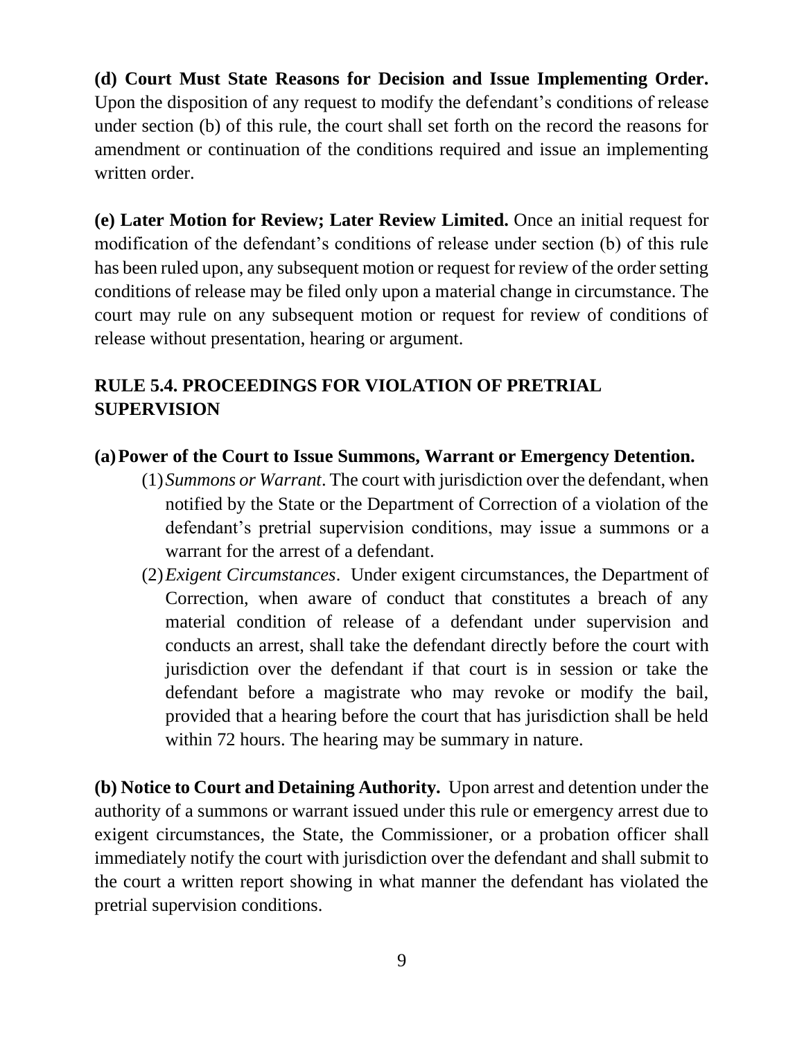**(d) Court Must State Reasons for Decision and Issue Implementing Order.** Upon the disposition of any request to modify the defendant's conditions of release under section (b) of this rule, the court shall set forth on the record the reasons for amendment or continuation of the conditions required and issue an implementing written order.

**(e) Later Motion for Review; Later Review Limited.** Once an initial request for modification of the defendant's conditions of release under section (b) of this rule has been ruled upon, any subsequent motion or request for review of the order setting conditions of release may be filed only upon a material change in circumstance. The court may rule on any subsequent motion or request for review of conditions of release without presentation, hearing or argument.

## RULE 5.4. PROCEEDINGS FOR VIOLATION OF PRETRIAL SUPERVISION

**(a) Power of the Court to Issue Summons, Warrant or Emergency Detention.**

(1) *Summons or Warrant*. The court with jurisdiction over the defendant, when notified by the State or the Department of Correction of a violation of the defendant's pretrial supervision conditions, may issue a summons or a warrant for the arrest of a defendant.

(2) *Exigent Circumstances*. Under exigent circumstances, the Department of Correction, when aware of conduct that constitutes a breach of any material condition of release of a defendant under supervision and conducts an arrest, shall take the defendant directly before the court with jurisdiction over the defendant if that court is in session or take the defendant before a magistrate who may revoke or modify the bail, provided that a hearing before the court that has jurisdiction shall be held within 72 hours. The hearing may be summary in nature.

**(b) Notice to Court and Detaining Authority.** Upon arrest and detention under the authority of a summons or warrant issued under this rule or emergency arrest due to exigent circumstances, the State, the Commissioner, or a probation officer shall immediately notify the court with jurisdiction over the defendant and shall submit to the court a written report showing in what manner the defendant has violated the pretrial supervision conditions.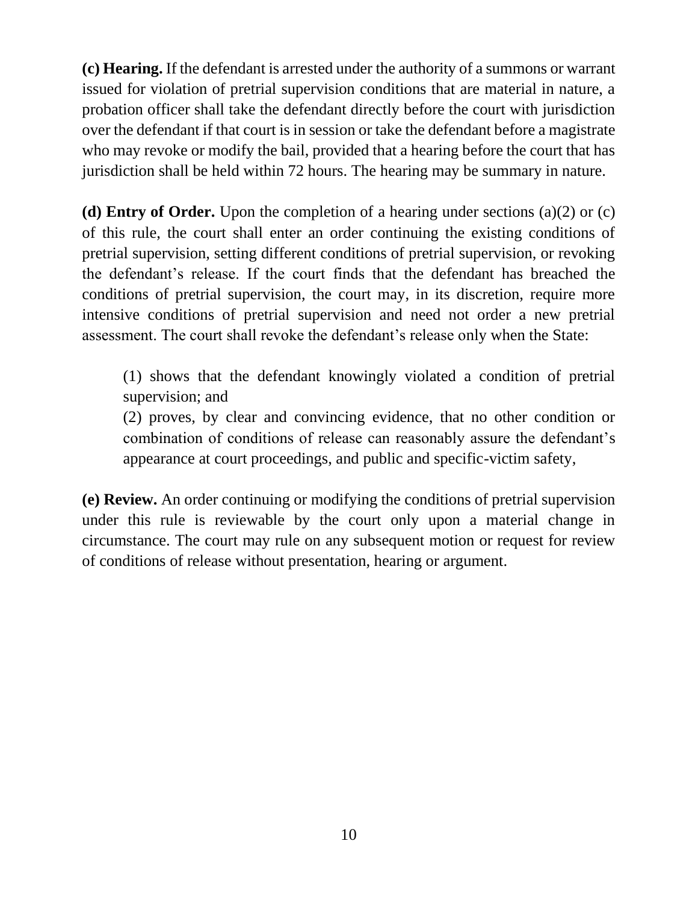**(c) Hearing.** If the defendant is arrested under the authority of a summons or warrant issued for violation of pretrial supervision conditions that are material in nature, a probation officer shall take the defendant directly before the court with jurisdiction over the defendant if that court is in session or take the defendant before a magistrate who may revoke or modify the bail, provided that a hearing before the court that has jurisdiction shall be held within 72 hours. The hearing may be summary in nature.

**(d) Entry of Order.** Upon the completion of a hearing under sections (a)(2) or (c) of this rule, the court shall enter an order continuing the existing conditions of pretrial supervision, setting different conditions of pretrial supervision, or revoking the defendant's release. If the court finds that the defendant has breached the conditions of pretrial supervision, the court may, in its discretion, require more intensive conditions of pretrial supervision and need not order a new pretrial assessment. The court shall revoke the defendant's release only when the State:

(1) shows that the defendant knowingly violated a condition of pretrial supervision; and
(2) proves, by clear and convincing evidence, that no other condition or combination of conditions of release can reasonably assure the defendant's appearance at court proceedings, and public and specific-victim safety,

**(e) Review.** An order continuing or modifying the conditions of pretrial supervision under this rule is reviewable by the court only upon a material change in circumstance. The court may rule on any subsequent motion or request for review of conditions of release without presentation, hearing or argument.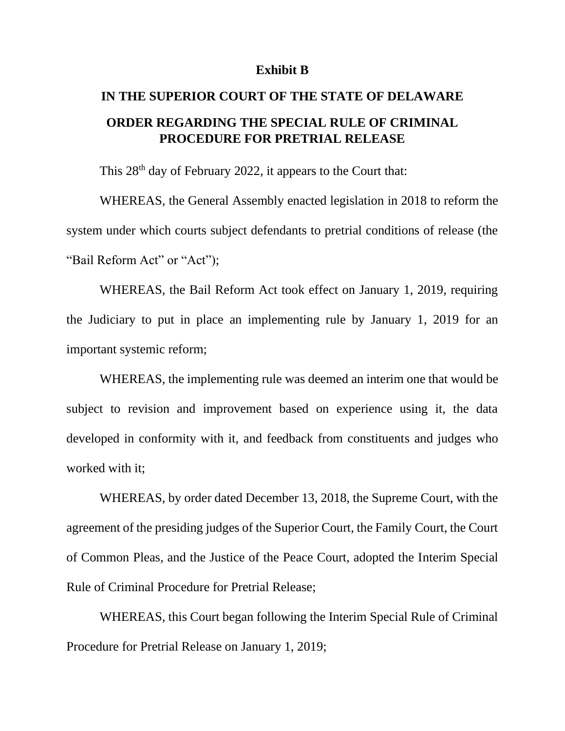**Exhibit B**

# IN THE SUPERIOR COURT OF THE STATE OF DELAWARE

## ORDER REGARDING THE SPECIAL RULE OF CRIMINAL PROCEDURE FOR PRETRIAL RELEASE

This 28th day of February 2022, it appears to the Court that:

WHEREAS, the General Assembly enacted legislation in 2018 to reform the system under which courts subject defendants to pretrial conditions of release (the "Bail Reform Act" or "Act");

WHEREAS, the Bail Reform Act took effect on January 1, 2019, requiring the Judiciary to put in place an implementing rule by January 1, 2019 for an important systemic reform;

WHEREAS, the implementing rule was deemed an interim one that would be subject to revision and improvement based on experience using it, the data developed in conformity with it, and feedback from constituents and judges who worked with it;

WHEREAS, by order dated December 13, 2018, the Supreme Court, with the agreement of the presiding judges of the Superior Court, the Family Court, the Court of Common Pleas, and the Justice of the Peace Court, adopted the Interim Special Rule of Criminal Procedure for Pretrial Release;

WHEREAS, this Court began following the Interim Special Rule of Criminal Procedure for Pretrial Release on January 1, 2019;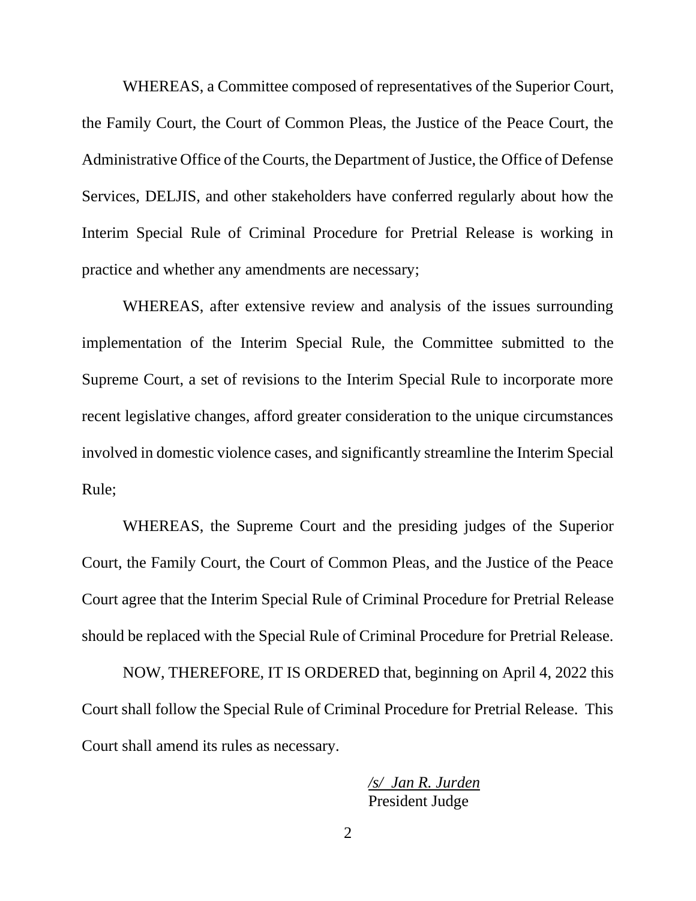WHEREAS, a Committee composed of representatives of the Superior Court, the Family Court, the Court of Common Pleas, the Justice of the Peace Court, the Administrative Office of the Courts, the Department of Justice, the Office of Defense Services, DELJIS, and other stakeholders have conferred regularly about how the Interim Special Rule of Criminal Procedure for Pretrial Release is working in practice and whether any amendments are necessary;

WHEREAS, after extensive review and analysis of the issues surrounding implementation of the Interim Special Rule, the Committee submitted to the Supreme Court, a set of revisions to the Interim Special Rule to incorporate more recent legislative changes, afford greater consideration to the unique circumstances involved in domestic violence cases, and significantly streamline the Interim Special Rule;

WHEREAS, the Supreme Court and the presiding judges of the Superior Court, the Family Court, the Court of Common Pleas, and the Justice of the Peace Court agree that the Interim Special Rule of Criminal Procedure for Pretrial Release should be replaced with the Special Rule of Criminal Procedure for Pretrial Release.

NOW, THEREFORE, IT IS ORDERED that, beginning on April 4, 2022 this Court shall follow the Special Rule of Criminal Procedure for Pretrial Release. This Court shall amend its rules as necessary.

*/s/ Jan R. Jurden*
President Judge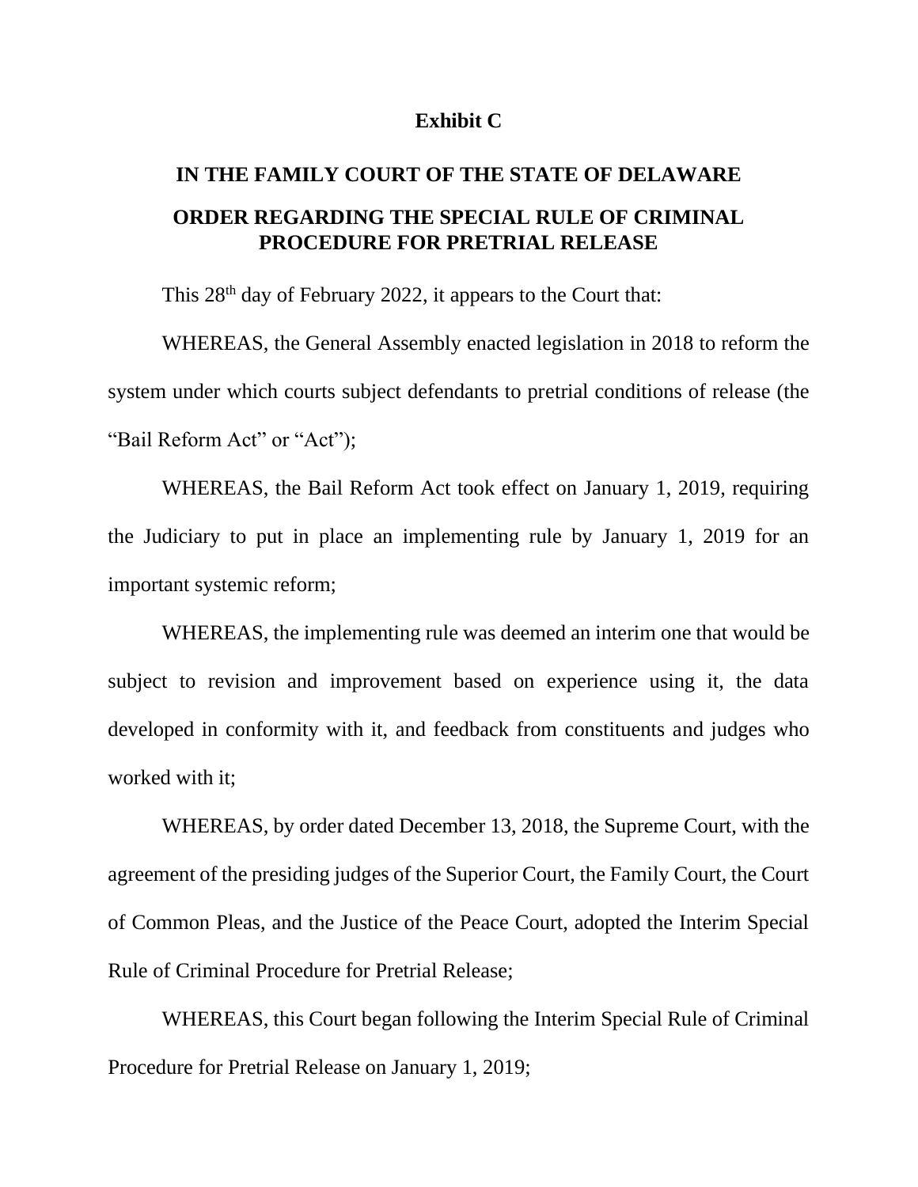**Exhibit C**

**IN THE FAMILY COURT OF THE STATE OF DELAWARE**

**ORDER REGARDING THE SPECIAL RULE OF CRIMINAL PROCEDURE FOR PRETRIAL RELEASE**

This 28th day of February 2022, it appears to the Court that:

WHEREAS, the General Assembly enacted legislation in 2018 to reform the system under which courts subject defendants to pretrial conditions of release (the "Bail Reform Act" or "Act");

WHEREAS, the Bail Reform Act took effect on January 1, 2019, requiring the Judiciary to put in place an implementing rule by January 1, 2019 for an important systemic reform;

WHEREAS, the implementing rule was deemed an interim one that would be subject to revision and improvement based on experience using it, the data developed in conformity with it, and feedback from constituents and judges who worked with it;

WHEREAS, by order dated December 13, 2018, the Supreme Court, with the agreement of the presiding judges of the Superior Court, the Family Court, the Court of Common Pleas, and the Justice of the Peace Court, adopted the Interim Special Rule of Criminal Procedure for Pretrial Release;

WHEREAS, this Court began following the Interim Special Rule of Criminal Procedure for Pretrial Release on January 1, 2019;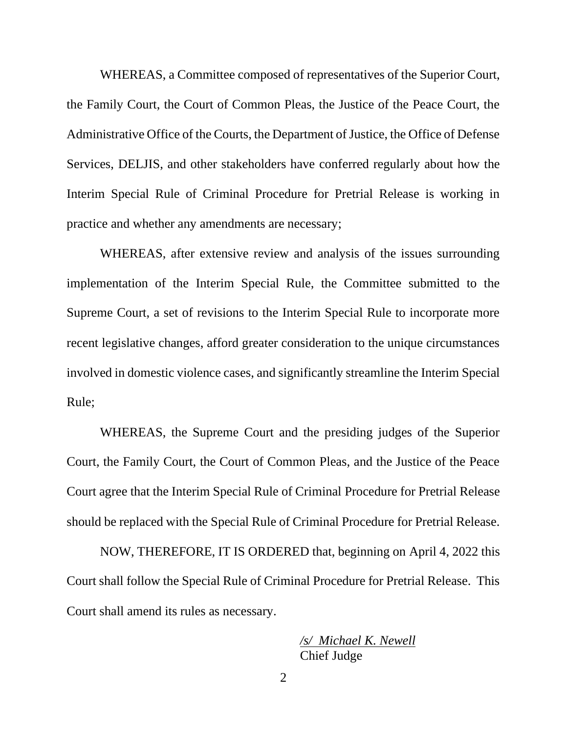WHEREAS, a Committee composed of representatives of the Superior Court, the Family Court, the Court of Common Pleas, the Justice of the Peace Court, the Administrative Office of the Courts, the Department of Justice, the Office of Defense Services, DELJIS, and other stakeholders have conferred regularly about how the Interim Special Rule of Criminal Procedure for Pretrial Release is working in practice and whether any amendments are necessary;

WHEREAS, after extensive review and analysis of the issues surrounding implementation of the Interim Special Rule, the Committee submitted to the Supreme Court, a set of revisions to the Interim Special Rule to incorporate more recent legislative changes, afford greater consideration to the unique circumstances involved in domestic violence cases, and significantly streamline the Interim Special Rule;

WHEREAS, the Supreme Court and the presiding judges of the Superior Court, the Family Court, the Court of Common Pleas, and the Justice of the Peace Court agree that the Interim Special Rule of Criminal Procedure for Pretrial Release should be replaced with the Special Rule of Criminal Procedure for Pretrial Release.

NOW, THEREFORE, IT IS ORDERED that, beginning on April 4, 2022 this Court shall follow the Special Rule of Criminal Procedure for Pretrial Release. This Court shall amend its rules as necessary.

*/s/ Michael K. Newell*
Chief Judge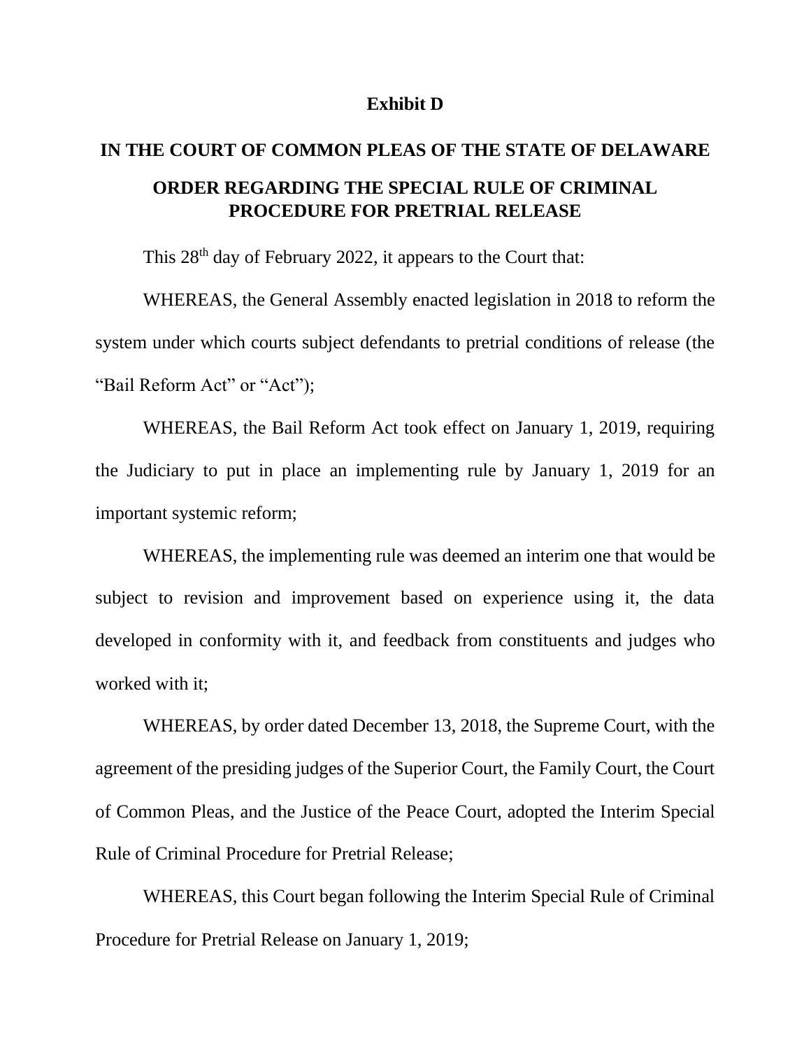**Exhibit D**

**IN THE COURT OF COMMON PLEAS OF THE STATE OF DELAWARE**

**ORDER REGARDING THE SPECIAL RULE OF CRIMINAL PROCEDURE FOR PRETRIAL RELEASE**

This 28th day of February 2022, it appears to the Court that:

WHEREAS, the General Assembly enacted legislation in 2018 to reform the system under which courts subject defendants to pretrial conditions of release (the "Bail Reform Act" or "Act");

WHEREAS, the Bail Reform Act took effect on January 1, 2019, requiring the Judiciary to put in place an implementing rule by January 1, 2019 for an important systemic reform;

WHEREAS, the implementing rule was deemed an interim one that would be subject to revision and improvement based on experience using it, the data developed in conformity with it, and feedback from constituents and judges who worked with it;

WHEREAS, by order dated December 13, 2018, the Supreme Court, with the agreement of the presiding judges of the Superior Court, the Family Court, the Court of Common Pleas, and the Justice of the Peace Court, adopted the Interim Special Rule of Criminal Procedure for Pretrial Release;

WHEREAS, this Court began following the Interim Special Rule of Criminal Procedure for Pretrial Release on January 1, 2019;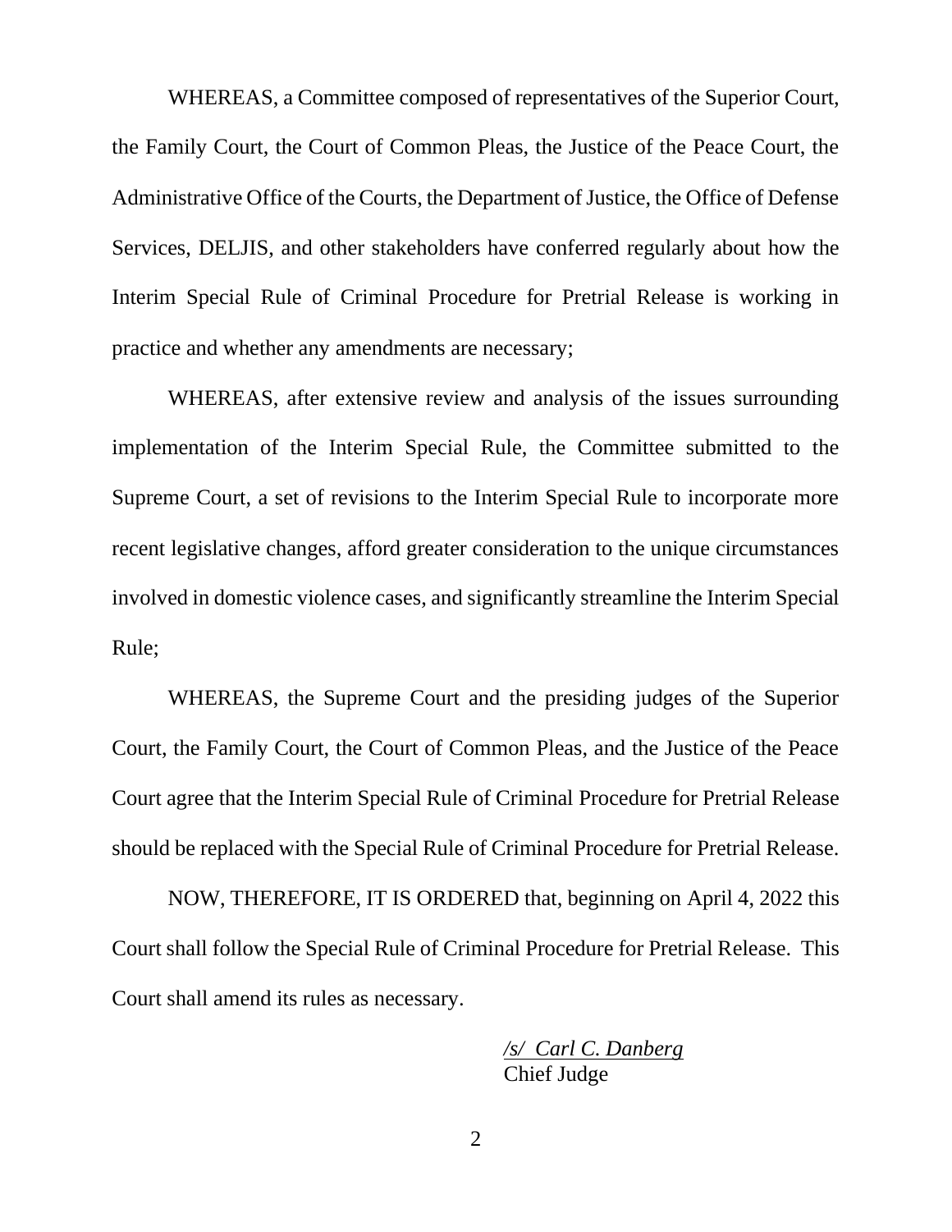WHEREAS, a Committee composed of representatives of the Superior Court, the Family Court, the Court of Common Pleas, the Justice of the Peace Court, the Administrative Office of the Courts, the Department of Justice, the Office of Defense Services, DELJIS, and other stakeholders have conferred regularly about how the Interim Special Rule of Criminal Procedure for Pretrial Release is working in practice and whether any amendments are necessary;

WHEREAS, after extensive review and analysis of the issues surrounding implementation of the Interim Special Rule, the Committee submitted to the Supreme Court, a set of revisions to the Interim Special Rule to incorporate more recent legislative changes, afford greater consideration to the unique circumstances involved in domestic violence cases, and significantly streamline the Interim Special Rule;

WHEREAS, the Supreme Court and the presiding judges of the Superior Court, the Family Court, the Court of Common Pleas, and the Justice of the Peace Court agree that the Interim Special Rule of Criminal Procedure for Pretrial Release should be replaced with the Special Rule of Criminal Procedure for Pretrial Release.

NOW, THEREFORE, IT IS ORDERED that, beginning on April 4, 2022 this Court shall follow the Special Rule of Criminal Procedure for Pretrial Release. This Court shall amend its rules as necessary.

/s/ *Carl C. Danberg*
Chief Judge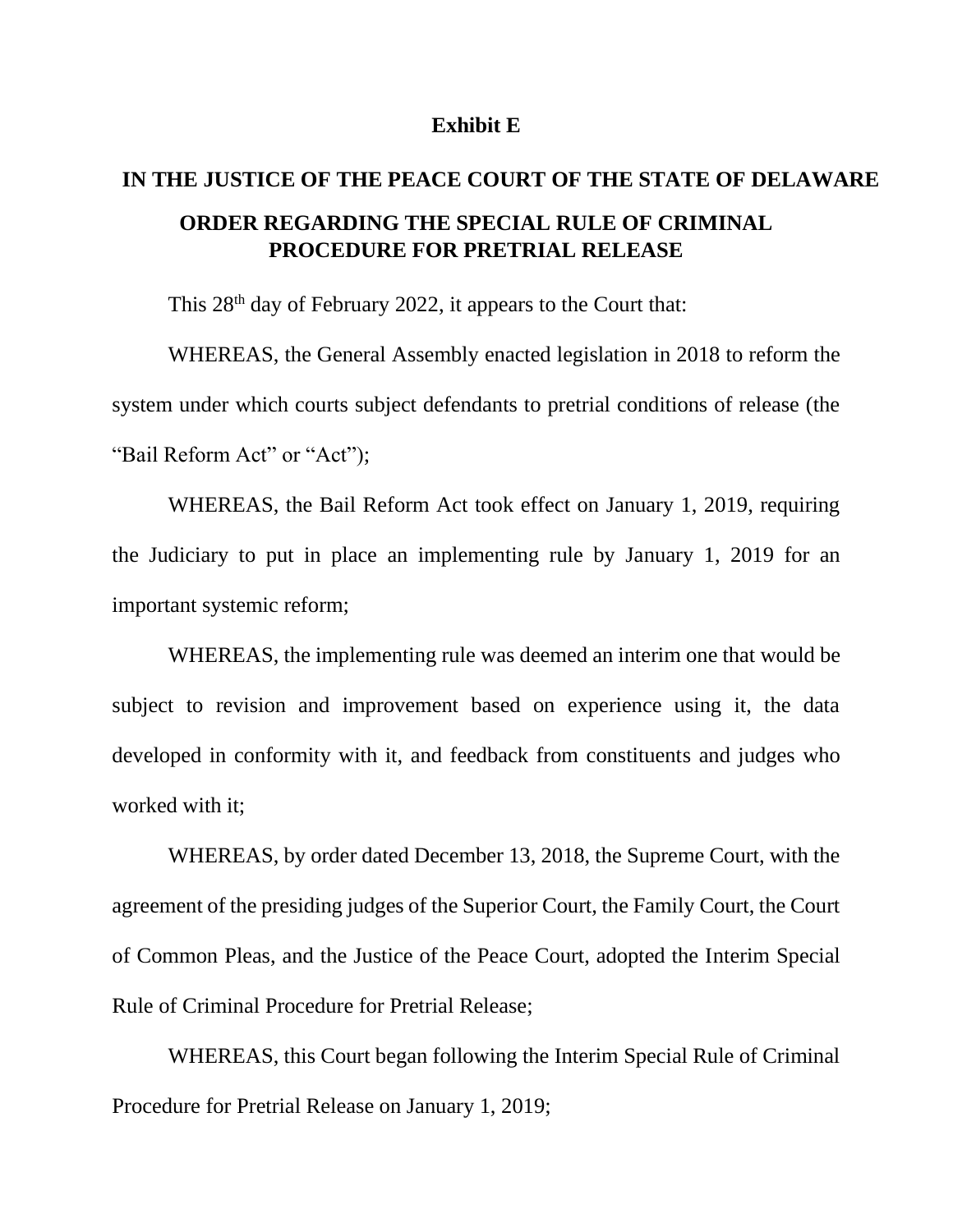**Exhibit E**

# IN THE JUSTICE OF THE PEACE COURT OF THE STATE OF DELAWARE

## ORDER REGARDING THE SPECIAL RULE OF CRIMINAL PROCEDURE FOR PRETRIAL RELEASE

This 28th day of February 2022, it appears to the Court that:

WHEREAS, the General Assembly enacted legislation in 2018 to reform the system under which courts subject defendants to pretrial conditions of release (the "Bail Reform Act" or "Act");

WHEREAS, the Bail Reform Act took effect on January 1, 2019, requiring the Judiciary to put in place an implementing rule by January 1, 2019 for an important systemic reform;

WHEREAS, the implementing rule was deemed an interim one that would be subject to revision and improvement based on experience using it, the data developed in conformity with it, and feedback from constituents and judges who worked with it;

WHEREAS, by order dated December 13, 2018, the Supreme Court, with the agreement of the presiding judges of the Superior Court, the Family Court, the Court of Common Pleas, and the Justice of the Peace Court, adopted the Interim Special Rule of Criminal Procedure for Pretrial Release;

WHEREAS, this Court began following the Interim Special Rule of Criminal Procedure for Pretrial Release on January 1, 2019;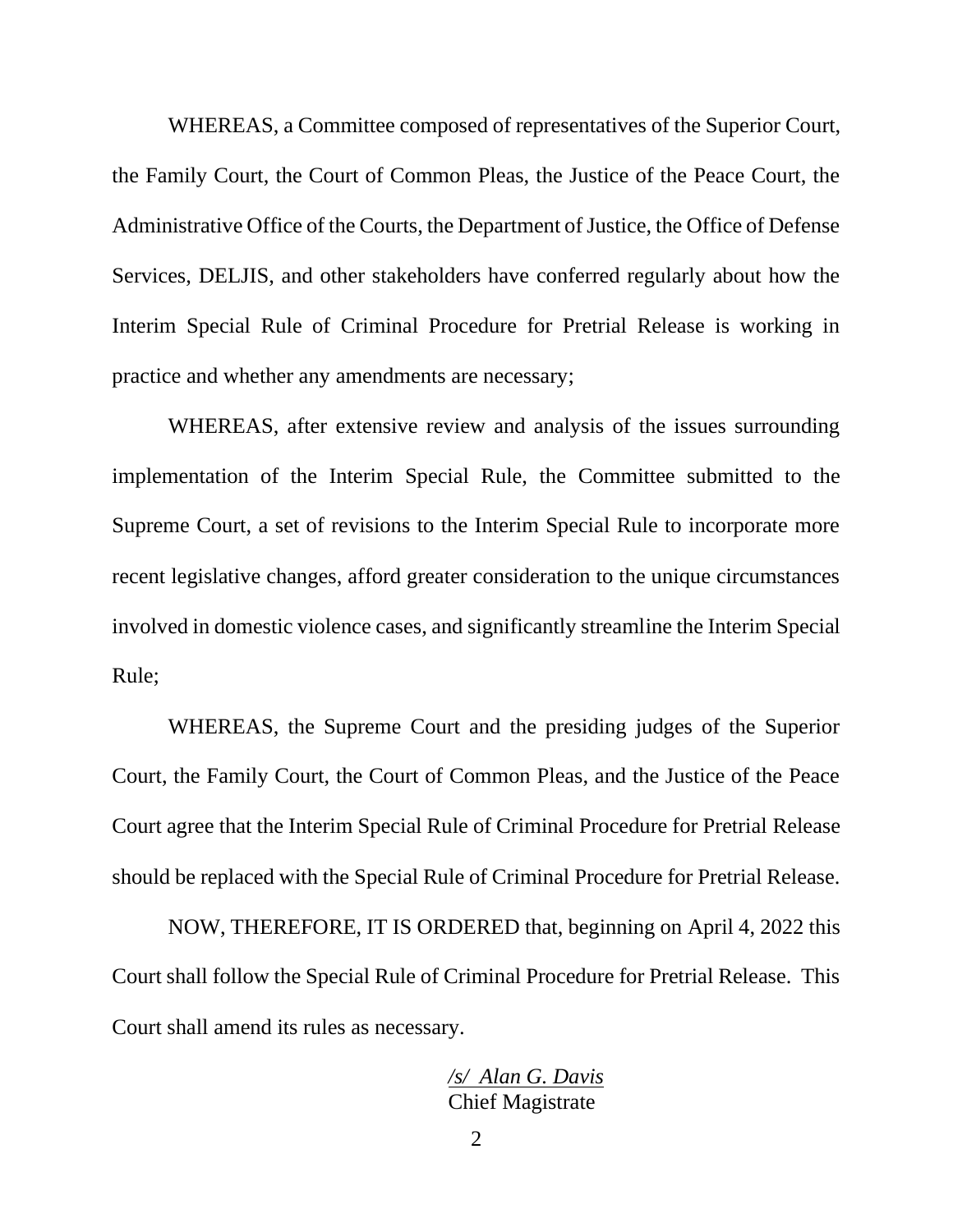WHEREAS, a Committee composed of representatives of the Superior Court, the Family Court, the Court of Common Pleas, the Justice of the Peace Court, the Administrative Office of the Courts, the Department of Justice, the Office of Defense Services, DELJIS, and other stakeholders have conferred regularly about how the Interim Special Rule of Criminal Procedure for Pretrial Release is working in practice and whether any amendments are necessary;

WHEREAS, after extensive review and analysis of the issues surrounding implementation of the Interim Special Rule, the Committee submitted to the Supreme Court, a set of revisions to the Interim Special Rule to incorporate more recent legislative changes, afford greater consideration to the unique circumstances involved in domestic violence cases, and significantly streamline the Interim Special Rule;

WHEREAS, the Supreme Court and the presiding judges of the Superior Court, the Family Court, the Court of Common Pleas, and the Justice of the Peace Court agree that the Interim Special Rule of Criminal Procedure for Pretrial Release should be replaced with the Special Rule of Criminal Procedure for Pretrial Release.

NOW, THEREFORE, IT IS ORDERED that, beginning on April 4, 2022 this Court shall follow the Special Rule of Criminal Procedure for Pretrial Release. This Court shall amend its rules as necessary.

*/s/ Alan G. Davis*
Chief Magistrate